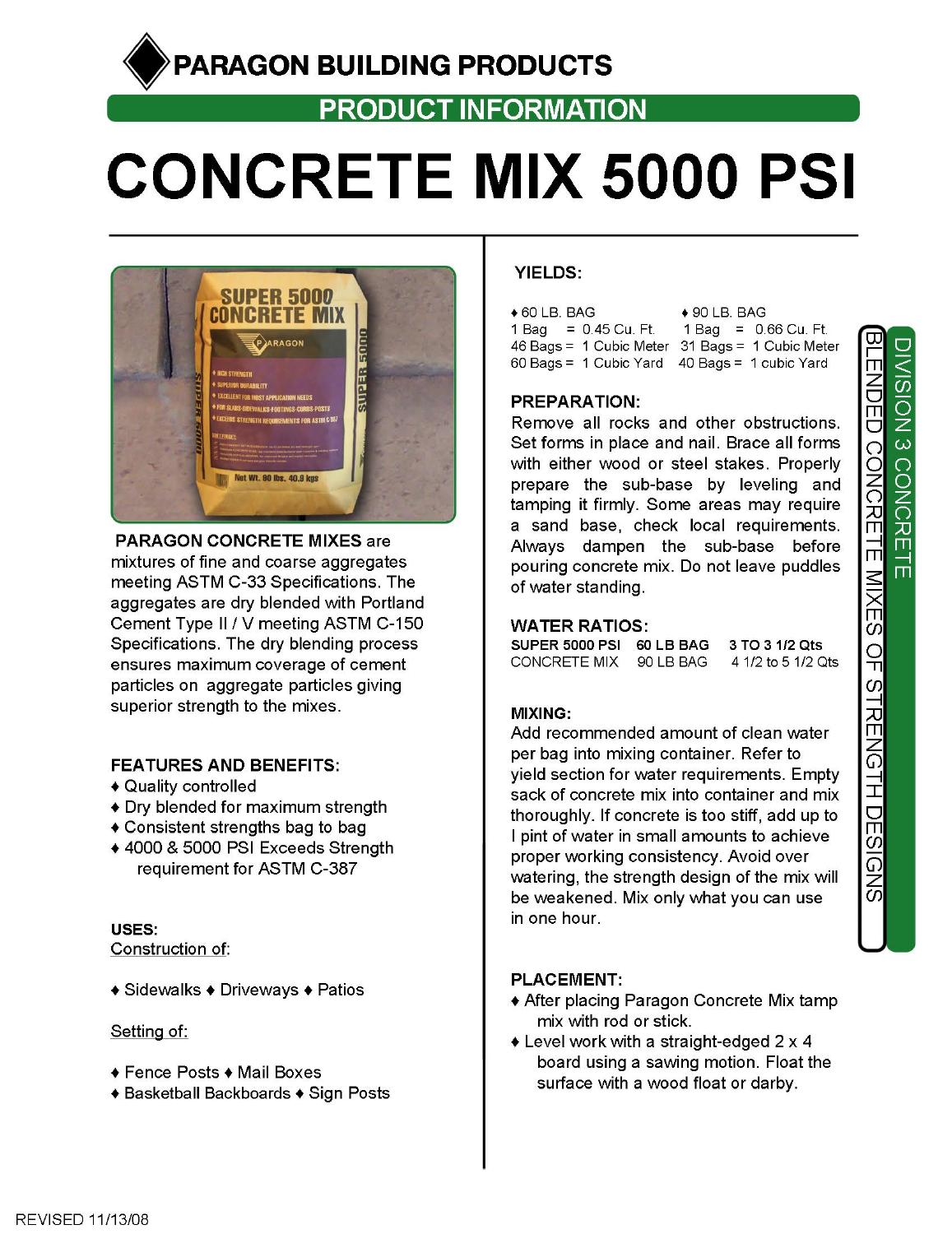# PARAGON BUILDING PRODUCTS

## PRODUCT INFORMATION

# CONCRETE MIX 5000 PSI

**PARAGON CONCRETE MIXES** are mixtures of fine and coarse aggregates meeting ASTM C-33 Specifications. The aggregates are dry blended with Portland Cement Type II / V meeting ASTM C-150 Specifications. The dry blending process ensures maximum coverage of cement particles on aggregate particles giving superior strength to the mixes.

### FEATURES AND BENEFITS:

- Quality controlled
- Dry blended for maximum strength
- Consistent strengths bag to bag
- 4000 & 5000 PSI Exceeds Strength requirement for ASTM C-387

### USES:

Construction of:

- Sidewalks ♦ Driveways ♦ Patios

Setting of:

- Fence Posts ♦ Mail Boxes
- Basketball Backboards ♦ Sign Posts

### YIELDS:

| ♦ 60 LB. BAG | ♦ 90 LB. BAG |
|---|---|
| 1 Bag = 0.45 Cu. Ft. | 1 Bag = 0.66 Cu. Ft. |
| 46 Bags = 1 Cubic Meter | 31 Bags = 1 Cubic Meter |
| 60 Bags = 1 Cubic Yard | 40 Bags = 1 cubic Yard |

### PREPARATION:

Remove all rocks and other obstructions. Set forms in place and nail. Brace all forms with either wood or steel stakes. Properly prepare the sub-base by leveling and tamping it firmly. Some areas may require a sand base, check local requirements. Always dampen the sub-base before pouring concrete mix. Do not leave puddles of water standing.

### WATER RATIOS:

| SUPER 5000 PSI | 60 LB BAG | 3 TO 3 1/2 Qts |
|---|---|---|
| CONCRETE MIX | 90 LB BAG | 4 1/2 to 5 1/2 Qts |

### MIXING:

Add recommended amount of clean water per bag into mixing container. Refer to yield section for water requirements. Empty sack of concrete mix into container and mix thoroughly. If concrete is too stiff, add up to I pint of water in small amounts to achieve proper working consistency. Avoid over watering, the strength design of the mix will be weakened. Mix only what you can use in one hour.

### PLACEMENT:

- After placing Paragon Concrete Mix tamp mix with rod or stick.
- Level work with a straight-edged 2 x 4 board using a sawing motion. Float the surface with a wood float or darby.

DIVISION 3 CONCRETE

BLENDED CONCRETE MIXES OF STRENGTH DESIGNS

REVISED 11/13/08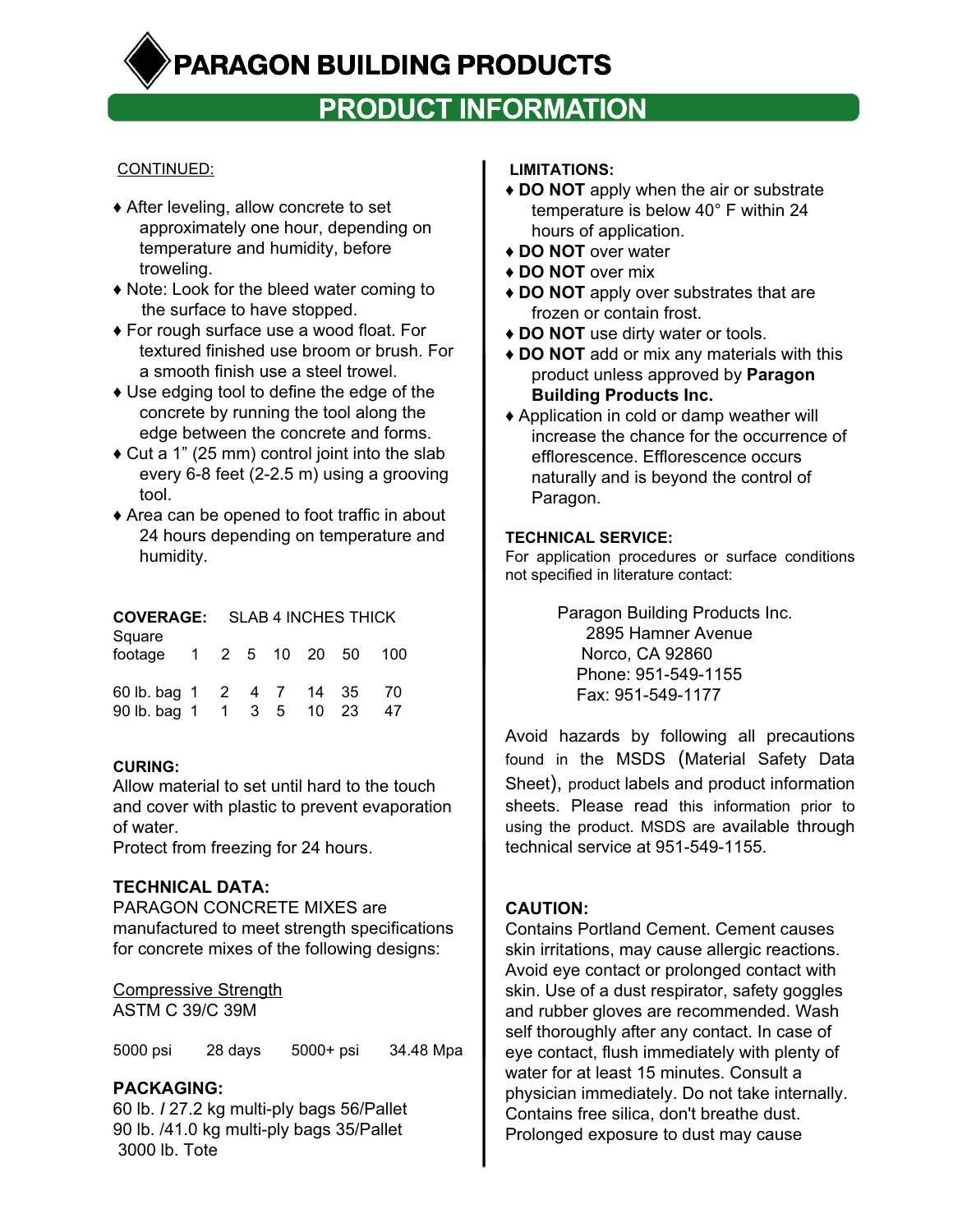# PARAGON BUILDING PRODUCTS

## PRODUCT INFORMATION

CONTINUED:

- ♦ After leveling, allow concrete to set approximately one hour, depending on temperature and humidity, before troweling.
- ♦ Note: Look for the bleed water coming to the surface to have stopped.
- ♦ For rough surface use a wood float. For textured finished use broom or brush. For a smooth finish use a steel trowel.
- ♦ Use edging tool to define the edge of the concrete by running the tool along the edge between the concrete and forms.
- ♦ Cut a 1" (25 mm) control joint into the slab every 6-8 feet (2-2.5 m) using a grooving tool.
- ♦ Area can be opened to foot traffic in about 24 hours depending on temperature and humidity.

**COVERAGE:** SLAB 4 INCHES THICK

| Square footage | 1 | 2 | 5 | 10 | 20 | 50 | 100 |
|---|---|---|---|---|---|---|---|
| 60 lb. bag | 1 | 2 | 4 | 7 | 14 | 35 | 70 |
| 90 lb. bag | 1 | 1 | 3 | 5 | 10 | 23 | 47 |

**CURING:**
Allow material to set until hard to the touch and cover with plastic to prevent evaporation of water.
Protect from freezing for 24 hours.

**TECHNICAL DATA:**
PARAGON CONCRETE MIXES are manufactured to meet strength specifications for concrete mixes of the following designs:

Compressive Strength
ASTM C 39/C 39M

| 5000 psi | 28 days | 5000+ psi | 34.48 Mpa |
|---|---|---|---|

**PACKAGING:**
60 lb. / 27.2 kg multi-ply bags 56/Pallet
90 lb. /41.0 kg multi-ply bags 35/Pallet
3000 lb. Tote

**LIMITATIONS:**

- ♦ **DO NOT** apply when the air or substrate temperature is below 40° F within 24 hours of application.
- ♦ **DO NOT** over water
- ♦ **DO NOT** over mix
- ♦ **DO NOT** apply over substrates that are frozen or contain frost.
- ♦ **DO NOT** use dirty water or tools.
- ♦ **DO NOT** add or mix any materials with this product unless approved by **Paragon Building Products Inc.**
- ♦ Application in cold or damp weather will increase the chance for the occurrence of efflorescence. Efflorescence occurs naturally and is beyond the control of Paragon.

**TECHNICAL SERVICE:**
For application procedures or surface conditions not specified in literature contact:

Paragon Building Products Inc.
2895 Hamner Avenue
Norco, CA 92860
Phone: 951-549-1155
Fax: 951-549-1177

Avoid hazards by following all precautions found in the MSDS (Material Safety Data Sheet), product labels and product information sheets. Please read this information prior to using the product. MSDS are available through technical service at 951-549-1155.

**CAUTION:**
Contains Portland Cement. Cement causes skin irritations, may cause allergic reactions. Avoid eye contact or prolonged contact with skin. Use of a dust respirator, safety goggles and rubber gloves are recommended. Wash self thoroughly after any contact. In case of eye contact, flush immediately with plenty of water for at least 15 minutes. Consult a physician immediately. Do not take internally. Contains free silica, don't breathe dust. Prolonged exposure to dust may cause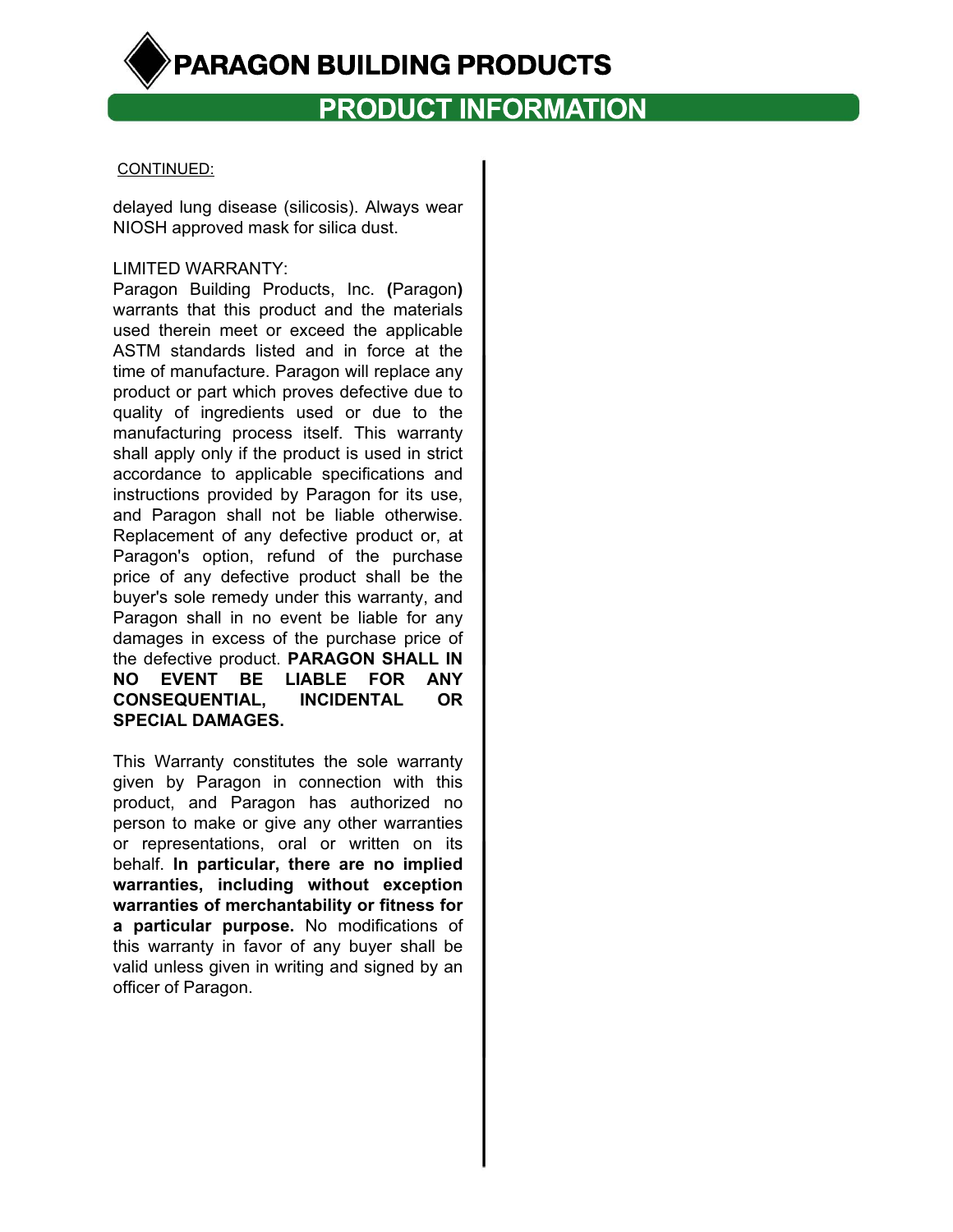CONTINUED:

delayed lung disease (silicosis). Always wear NIOSH approved mask for silica dust.

LIMITED WARRANTY:
Paragon Building Products, Inc. **(**Paragon**)** warrants that this product and the materials used therein meet or exceed the applicable ASTM standards listed and in force at the time of manufacture. Paragon will replace any product or part which proves defective due to quality of ingredients used or due to the manufacturing process itself. This warranty shall apply only if the product is used in strict accordance to applicable specifications and instructions provided by Paragon for its use, and Paragon shall not be liable otherwise. Replacement of any defective product or, at Paragon's option, refund of the purchase price of any defective product shall be the buyer's sole remedy under this warranty, and Paragon shall in no event be liable for any damages in excess of the purchase price of the defective product. **PARAGON SHALL IN NO EVENT BE LIABLE FOR ANY CONSEQUENTIAL, INCIDENTAL OR SPECIAL DAMAGES.**

This Warranty constitutes the sole warranty given by Paragon in connection with this product, and Paragon has authorized no person to make or give any other warranties or representations, oral or written on its behalf. **In particular, there are no implied warranties, including without exception warranties of merchantability or fitness for a particular purpose.** No modifications of this warranty in favor of any buyer shall be valid unless given in writing and signed by an officer of Paragon.